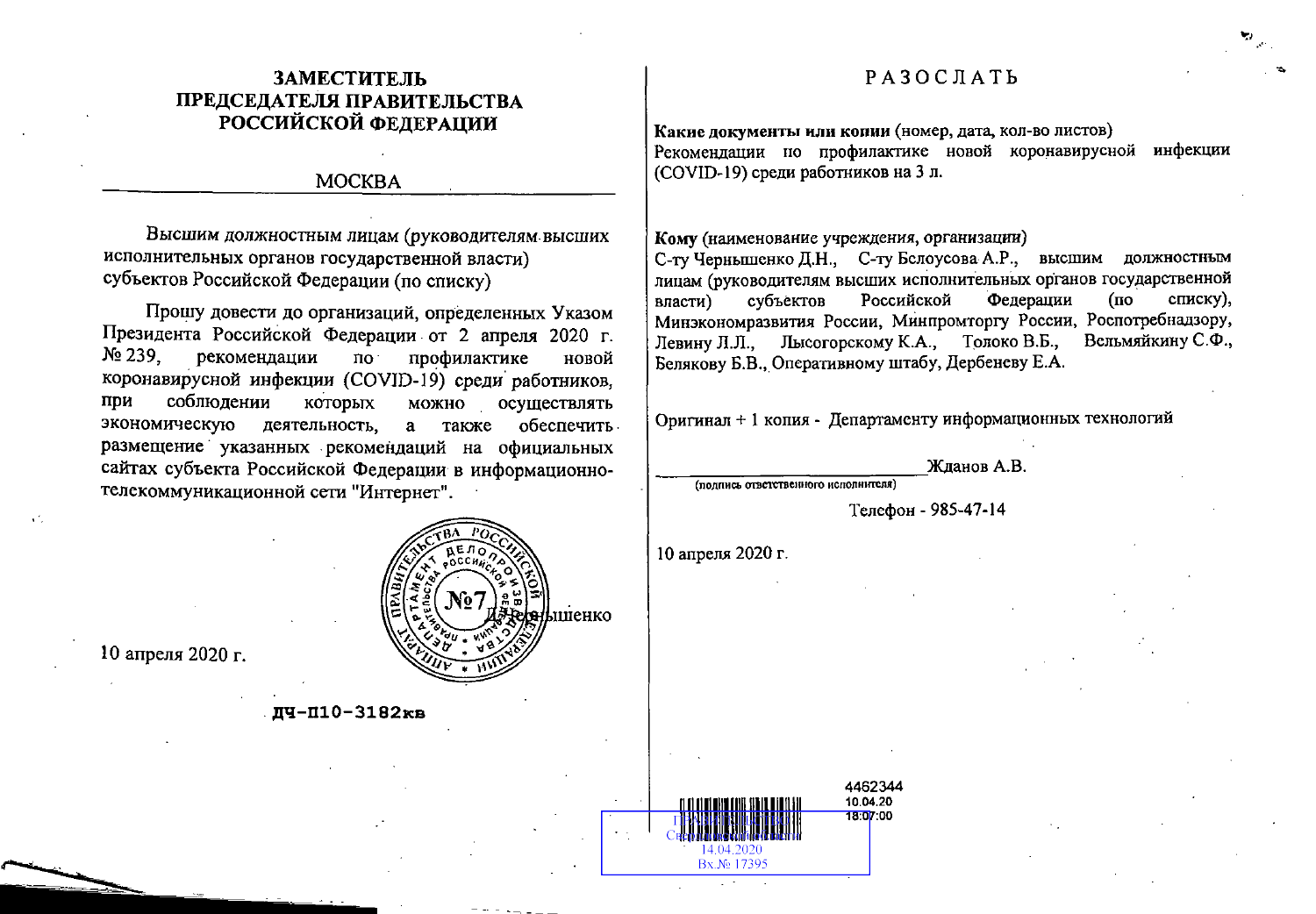**ЗАМЕСТИТЕЛЬ ПРЕДСЕДАТЕЛЯ ПРАВИТЕЛЬСТВА РОССИЙСКОЙ ФЕДЕРАЦИИ**

МОСКВА

Высшим должностным лицам (руководителям высших исполнительных органов государственной власти) субъектов Российской Федерации (по списку)

Прошу довести до организаций, определенных Указом Президента Российской Федерации от 2 апреля 2020 г. № 239, рекомендации по профилактике новой коронавирусной инфекции (COVID-19) среди работников, при соблюдении которых можно осуществлять экономическую деятельность, а также обеспечить размещение указанных рекомендаций на официальных сайтах субъекта Российской Федерации в информационно-телекоммуникационной сети "Интернет".

Д.Чернышенко

10 апреля 2020 г.

ДЧ-П10-3182кв

---

РАЗОСЛАТЬ

**Какие документы или копии** (номер, дата, кол-во листов)
Рекомендации по профилактике новой коронавирусной инфекции (COVID-19) среди работников на 3 л.

**Кому** (наименование учреждения, организации)
С-ту Чернышенко Д.Н., С-ту Бслоусова А.Р., высшим должностным лицам (руководителям высших исполнительных органов государственной власти) субъектов Российской Федерации (по списку), Минэкономразвития России, Минпромторгу России, Роспотребнадзору, Левину Л.Л., Лысогорскому К.А., Толоко В.Б., Вельмяйкину С.Ф., Белякову Б.В., Оперативному штабу, Дербеневу Е.А.

Оригинал + 1 копия - Департаменту информационных технологий

______________________ Жданов А.В.
(подпись ответственного исполнителя)

Телефон - 985-47-14

10 апреля 2020 г.

4462344
10.04.20
18:07:00

14.04.2020
Вх.№ 17395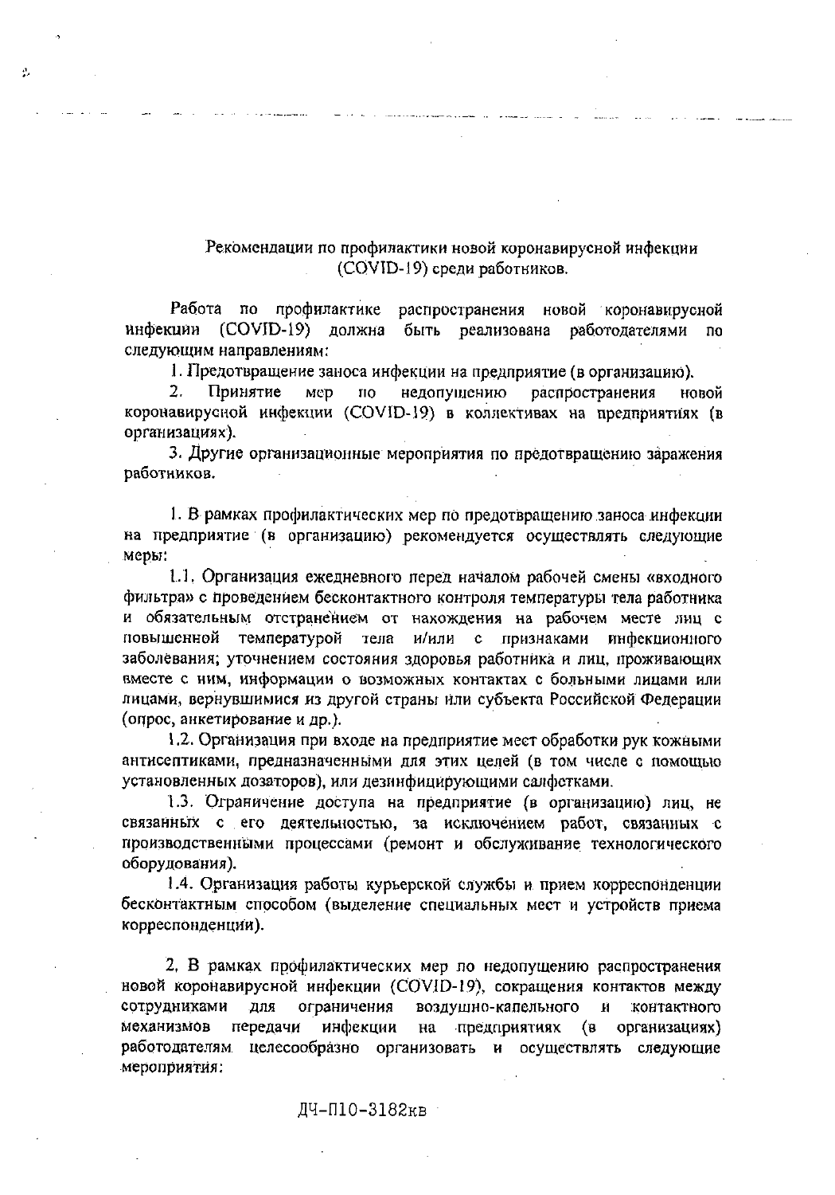Рекомендации по профилактики новой коронавирусной инфекции (COVID-19) среди работников.

Работа по профилактике распространения новой коронавирусной инфекции (COVID-19) должна быть реализована работодателями по следующим направлениям:

1. Предотвращение заноса инфекции на предприятие (в организацию).

2. Принятие мер по недопущению распространения новой коронавирусной инфекции (COVID-19) в коллективах на предприятиях (в организациях).

3. Другие организационные мероприятия по предотвращению заражения работников.

1. В рамках профилактических мер по предотвращению заноса инфекции на предприятие (в организацию) рекомендуется осуществлять следующие меры:

1.1. Организация ежедневного перед началом рабочей смены «входного фильтра» с проведением бесконтактного контроля температуры тела работника и обязательным отстранением от нахождения на рабочем месте лиц с повышенной температурой тела и/или с признаками инфекционного заболевания; уточнением состояния здоровья работника и лиц, проживающих вместе с ним, информации о возможных контактах с больными лицами или лицами, вернувшимися из другой страны или субъекта Российской Федерации (опрос, анкетирование и др.).

1.2. Организация при входе на предприятие мест обработки рук кожными антисептиками, предназначенными для этих целей (в том числе с помощью установленных дозаторов), или дезинфицирующими салфетками.

1.3. Ограничение доступа на предприятие (в организацию) лиц, не связанных с его деятельностью, за исключением работ, связанных с производственными процессами (ремонт и обслуживание технологического оборудования).

1.4. Организация работы курьерской службы и прием корреспонденции бесконтактным способом (выделение специальных мест и устройств приема корреспонденции).

2. В рамках профилактических мер по недопущению распространения новой коронавирусной инфекции (COVID-19), сокращения контактов между сотрудниками для ограничения воздушно-капельного и контактного механизмов передачи инфекции на предприятиях (в организациях) работодателям целесообразно организовать и осуществлять следующие мероприятия:

ДЧ-П10-3182кв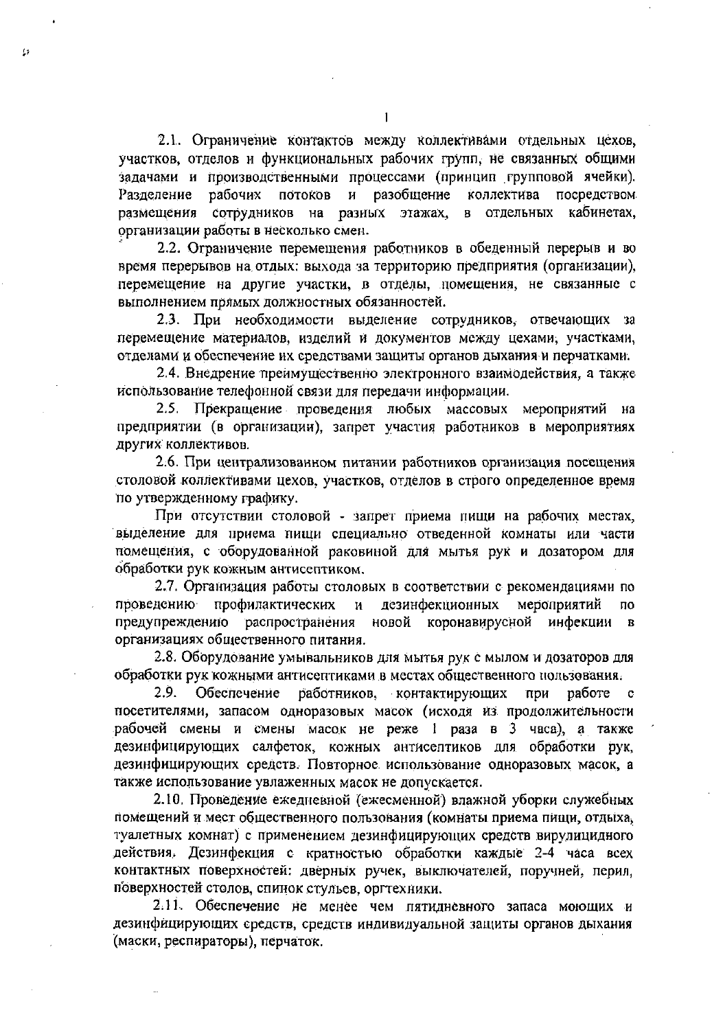2.1. Ограничение контактов между коллективами отдельных цехов, участков, отделов и функциональных рабочих групп, не связанных общими задачами и производственными процессами (принцип групповой ячейки). Разделение рабочих потоков и разобщение коллектива посредством размещения сотрудников на разных этажах, в отдельных кабинетах, организации работы в несколько смен.

2.2. Ограничение перемещения работников в обеденный перерыв и во время перерывов на отдых: выхода за территорию предприятия (организации), перемещение на другие участки, в отделы, помещения, не связанные с выполнением прямых должностных обязанностей.

2.3. При необходимости выделение сотрудников, отвечающих за перемещение материалов, изделий и документов между цехами, участками, отделами и обеспечение их средствами защиты органов дыхания и перчатками.

2.4. Внедрение преимущественно электронного взаимодействия, а также использование телефонной связи для передачи информации.

2.5. Прекращение проведения любых массовых мероприятий на предприятии (в организации), запрет участия работников в мероприятиях других коллективов.

2.6. При централизованном питании работников организация посещения столовой коллективами цехов, участков, отделов в строго определенное время по утвержденному графику.

При отсутствии столовой - запрет приема пищи на рабочих местах, выделение для приема пищи специально отведенной комнаты или части помещения, с оборудованной раковиной для мытья рук и дозатором для обработки рук кожным антисептиком.

2.7. Организация работы столовых в соответствии с рекомендациями по проведению профилактических и дезинфекционных мероприятий по предупреждению распространения новой коронавирусной инфекции в организациях общественного питания.

2.8. Оборудование умывальников для мытья рук с мылом и дозаторов для обработки рук кожными антисептиками в местах общественного пользования.

2.9. Обеспечение работников, контактирующих при работе с посетителями, запасом одноразовых масок (исходя из продолжительности рабочей смены и смены масок не реже 1 раза в 3 часа), а также дезинфицирующих салфеток, кожных антисептиков для обработки рук, дезинфицирующих средств. Повторное использование одноразовых масок, а также использование увлаженных масок не допускается.

2.10. Проведение ежедневной (ежесменной) влажной уборки служебных помещений и мест общественного пользования (комнаты приема пищи, отдыха, туалетных комнат) с применением дезинфицирующих средств вирулицидного действия. Дезинфекция с кратностью обработки каждые 2-4 часа всех контактных поверхностей: дверных ручек, выключателей, поручней, перил, поверхностей столов, спинок стульев, оргтехники.

2.11. Обеспечение не менее чем пятидневного запаса моющих и дезинфицирующих средств, средств индивидуальной защиты органов дыхания (маски, респираторы), перчаток.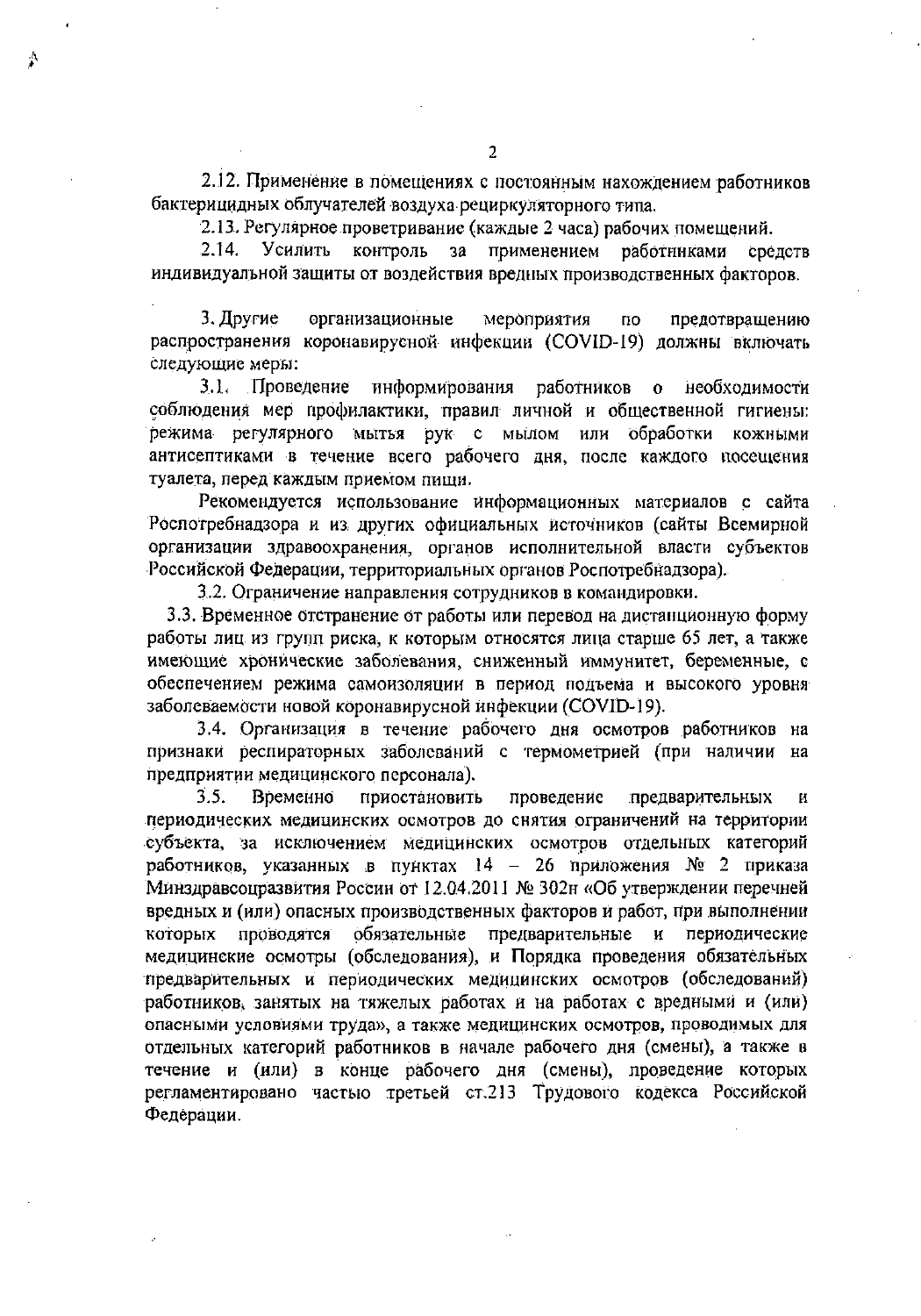2.12. Применение в помещениях с постоянным нахождением работников бактерицидных облучателей воздуха рециркуляторного типа.

2.13. Регулярное проветривание (каждые 2 часа) рабочих помещений.

2.14. Усилить контроль за применением работниками средств индивидуальной защиты от воздействия вредных производственных факторов.

3. Другие организационные мероприятия по предотвращению распространения коронавирусной инфекции (COVID-19) должны включать следующие меры:

3.1. Проведение информирования работников о необходимости соблюдения мер профилактики, правил личной и общественной гигиены: режима регулярного мытья рук с мылом или обработки кожными антисептиками в течение всего рабочего дня, после каждого посещения туалета, перед каждым приемом пищи.

Рекомендуется использование информационных материалов с сайта Роспотребнадзора и из других официальных источников (сайты Всемирной организации здравоохранения, органов исполнительной власти субъектов Российской Федерации, территориальных органов Роспотребнадзора).

3.2. Ограничение направления сотрудников в командировки.

3.3. Временное отстранение от работы или перевод на дистанционную форму работы лиц из групп риска, к которым относятся лица старше 65 лет, а также имеющие хронические заболевания, сниженный иммунитет, беременные, с обеспечением режима самоизоляции в период подъема и высокого уровня заболеваемости новой коронавирусной инфекции (COVID-19).

3.4. Организация в течение рабочего дня осмотров работников на признаки респираторных заболеваний с термометрией (при наличии на предприятии медицинского персонала).

3.5. Временно приостановить проведение предварительных и периодических медицинских осмотров до снятия ограничений на территории субъекта, за исключением медицинских осмотров отдельных категорий работников, указанных в пунктах 14 – 26 приложения № 2 приказа Минздравсоцразвития России от 12.04.2011 № 302н «Об утверждении перечней вредных и (или) опасных производственных факторов и работ, при выполнении которых проводятся обязательные предварительные и периодические медицинские осмотры (обследования), и Порядка проведения обязательных предварительных и периодических медицинских осмотров (обследований) работников, занятых на тяжелых работах и на работах с вредными и (или) опасными условиями труда», а также медицинских осмотров, проводимых для отдельных категорий работников в начале рабочего дня (смены), а также в течение и (или) в конце рабочего дня (смены), проведение которых регламентировано частью третьей ст.213 Трудового кодекса Российской Федерации.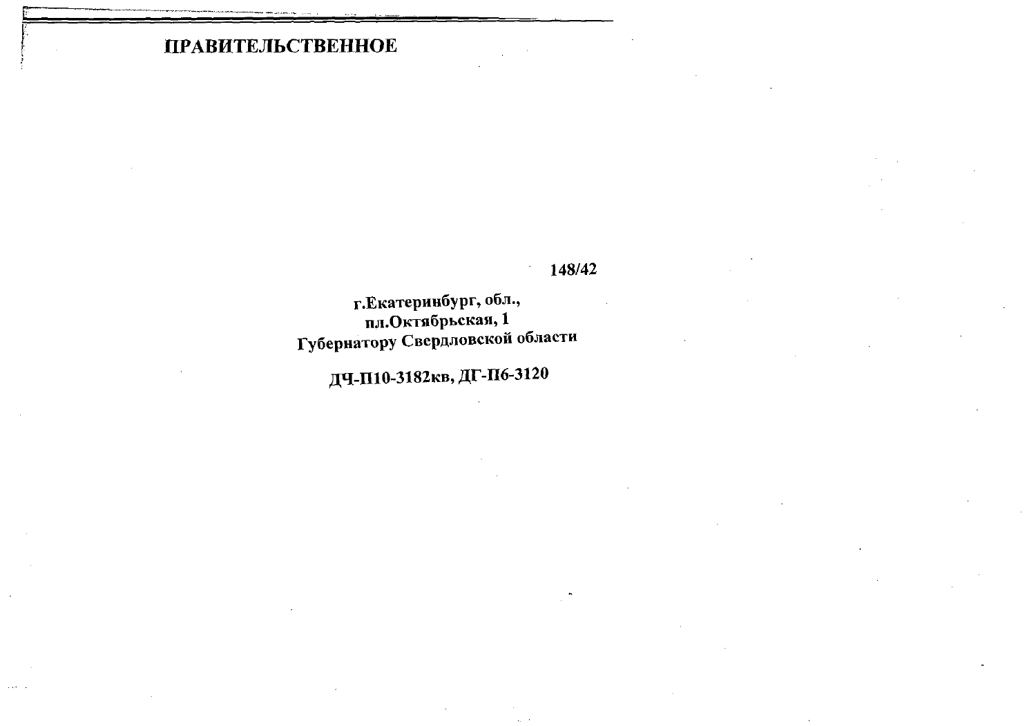**ПРАВИТЕЛЬСТВЕННОЕ**

148/42

г.Екатеринбург, обл.,
пл.Октябрьская, 1
Губернатору Свердловской области

ДЧ-П10-3182кв, ДГ-П6-3120